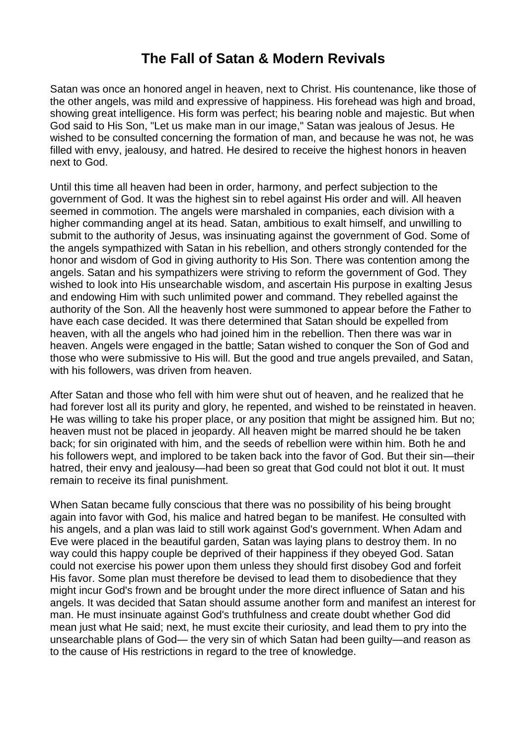# The Fall of Satan & Modern Revivals

Satan was once an honored angel in heaven, next to Christ. His countenance, like those of the other angels, was mild and expressive of happiness. His forehead was high and broad, showing great intelligence. His form was perfect; his bearing noble and majestic. But when God said to His Son, "Let us make man in our image," Satan was jealous of Jesus. He wished to be consulted concerning the formation of man, and because he was not, he was filled with envy, jealousy, and hatred. He desired to receive the highest honors in heaven next to God.

Until this time all heaven had been in order, harmony, and perfect subjection to the government of God. It was the highest sin to rebel against His order and will. All heaven seemed in commotion. The angels were marshaled in companies, each division with a higher commanding angel at its head. Satan, ambitious to exalt himself, and unwilling to submit to the authority of Jesus, was insinuating against the government of God. Some of the angels sympathized with Satan in his rebellion, and others strongly contended for the honor and wisdom of God in giving authority to His Son. There was contention among the angels. Satan and his sympathizers were striving to reform the government of God. They wished to look into His unsearchable wisdom, and ascertain His purpose in exalting Jesus and endowing Him with such unlimited power and command. They rebelled against the authority of the Son. All the heavenly host were summoned to appear before the Father to have each case decided. It was there determined that Satan should be expelled from heaven, with all the angels who had joined him in the rebellion. Then there was war in heaven. Angels were engaged in the battle; Satan wished to conquer the Son of God and those who were submissive to His will. But the good and true angels prevailed, and Satan, with his followers, was driven from heaven.

After Satan and those who fell with him were shut out of heaven, and he realized that he had forever lost all its purity and glory, he repented, and wished to be reinstated in heaven. He was willing to take his proper place, or any position that might be assigned him. But no; heaven must not be placed in jeopardy. All heaven might be marred should he be taken back; for sin originated with him, and the seeds of rebellion were within him. Both he and his followers wept, and implored to be taken back into the favor of God. But their sin—their hatred, their envy and jealousy—had been so great that God could not blot it out. It must remain to receive its final punishment.

When Satan became fully conscious that there was no possibility of his being brought again into favor with God, his malice and hatred began to be manifest. He consulted with his angels, and a plan was laid to still work against God's government. When Adam and Eve were placed in the beautiful garden, Satan was laying plans to destroy them. In no way could this happy couple be deprived of their happiness if they obeyed God. Satan could not exercise his power upon them unless they should first disobey God and forfeit His favor. Some plan must therefore be devised to lead them to disobedience that they might incur God's frown and be brought under the more direct influence of Satan and his angels. It was decided that Satan should assume another form and manifest an interest for man. He must insinuate against God's truthfulness and create doubt whether God did mean just what He said; next, he must excite their curiosity, and lead them to pry into the unsearchable plans of God— the very sin of which Satan had been guilty—and reason as to the cause of His restrictions in regard to the tree of knowledge.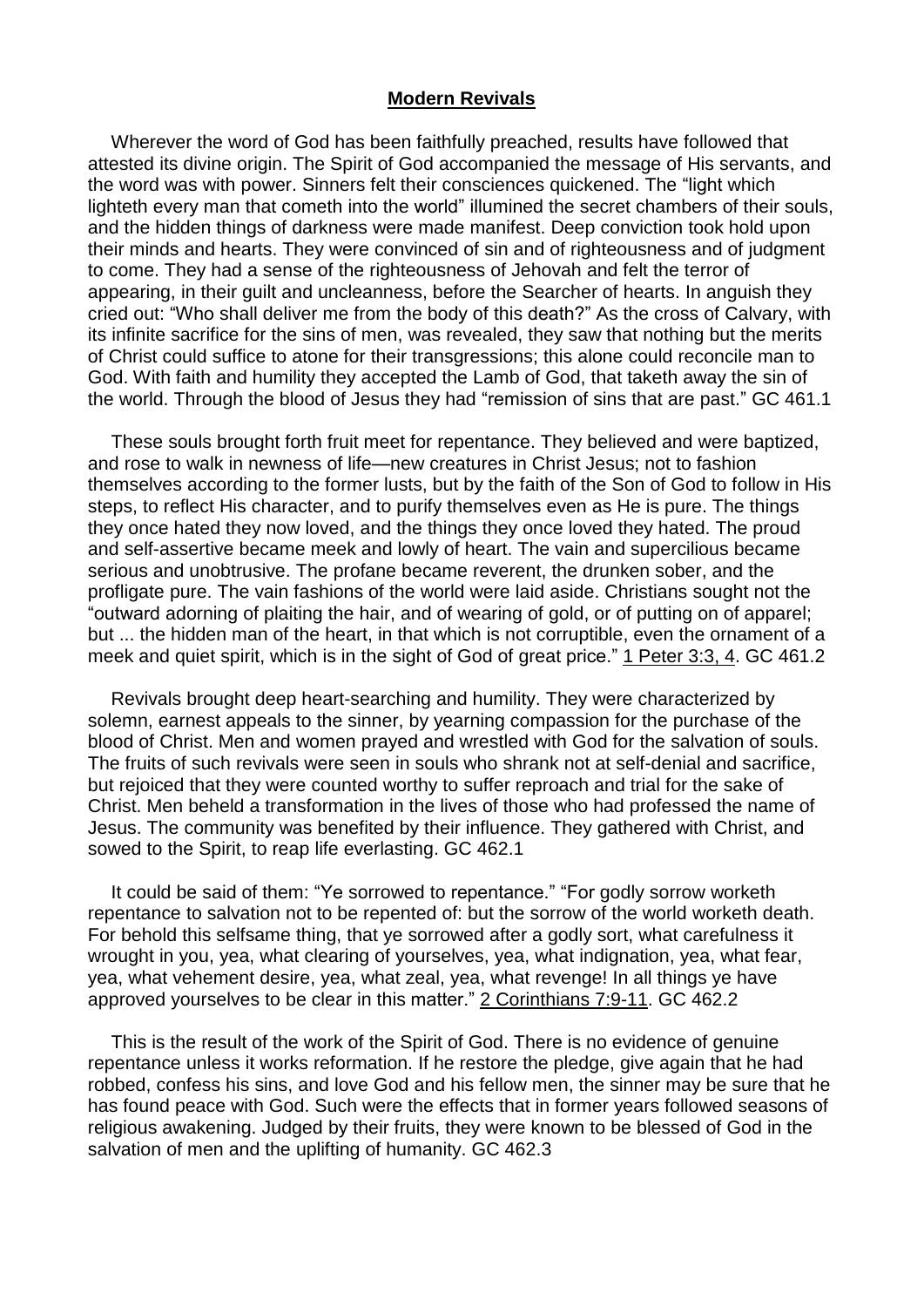## **Modern Revivals**

Wherever the word of God has been faithfully preached, results have followed that attested its divine origin. The Spirit of God accompanied the message of His servants, and the word was with power. Sinners felt their consciences quickened. The "light which lighteth every man that cometh into the world" illumined the secret chambers of their souls, and the hidden things of darkness were made manifest. Deep conviction took hold upon their minds and hearts. They were convinced of sin and of righteousness and of judgment to come. They had a sense of the righteousness of Jehovah and felt the terror of appearing, in their guilt and uncleanness, before the Searcher of hearts. In anguish they cried out: "Who shall deliver me from the body of this death?" As the cross of Calvary, with its infinite sacrifice for the sins of men, was revealed, they saw that nothing but the merits of Christ could suffice to atone for their transgressions; this alone could reconcile man to God. With faith and humility they accepted the Lamb of God, that taketh away the sin of the world. Through the blood of Jesus they had "remission of sins that are past." GC 461.1

These souls brought forth fruit meet for repentance. They believed and were baptized, and rose to walk in newness of life—new creatures in Christ Jesus; not to fashion themselves according to the former lusts, but by the faith of the Son of God to follow in His steps, to reflect His character, and to purify themselves even as He is pure. The things they once hated they now loved, and the things they once loved they hated. The proud and self-assertive became meek and lowly of heart. The vain and supercilious became serious and unobtrusive. The profane became reverent, the drunken sober, and the profligate pure. The vain fashions of the world were laid aside. Christians sought not the "outward adorning of plaiting the hair, and of wearing of gold, or of putting on of apparel; but ... the hidden man of the heart, in that which is not corruptible, even the ornament of a meek and quiet spirit, which is in the sight of God of great price." 1 Peter 3:3, 4. GC 461.2

Revivals brought deep heart-searching and humility. They were characterized by solemn, earnest appeals to the sinner, by yearning compassion for the purchase of the blood of Christ. Men and women prayed and wrestled with God for the salvation of souls. The fruits of such revivals were seen in souls who shrank not at self-denial and sacrifice, but rejoiced that they were counted worthy to suffer reproach and trial for the sake of Christ. Men beheld a transformation in the lives of those who had professed the name of Jesus. The community was benefited by their influence. They gathered with Christ, and sowed to the Spirit, to reap life everlasting. GC 462.1

It could be said of them: "Ye sorrowed to repentance." "For godly sorrow worketh repentance to salvation not to be repented of: but the sorrow of the world worketh death. For behold this selfsame thing, that ye sorrowed after a godly sort, what carefulness it wrought in you, yea, what clearing of yourselves, yea, what indignation, yea, what fear, yea, what vehement desire, yea, what zeal, yea, what revenge! In all things ye have approved yourselves to be clear in this matter." 2 Corinthians 7:9-11. GC 462.2

This is the result of the work of the Spirit of God. There is no evidence of genuine repentance unless it works reformation. If he restore the pledge, give again that he had robbed, confess his sins, and love God and his fellow men, the sinner may be sure that he has found peace with God. Such were the effects that in former years followed seasons of religious awakening. Judged by their fruits, they were known to be blessed of God in the salvation of men and the uplifting of humanity. GC 462.3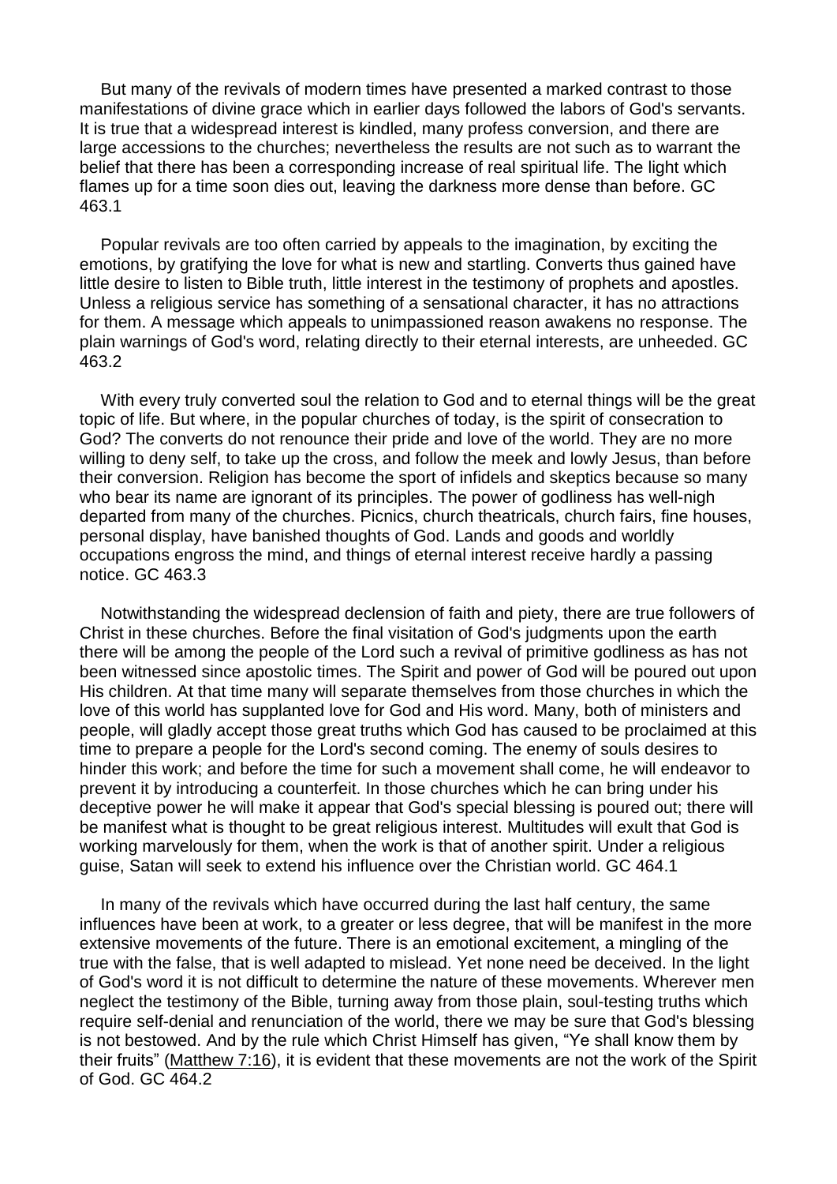But many of the revivals of modern times have presented a marked contrast to those manifestations of divine grace which in earlier days followed the labors of God's servants. It is true that a widespread interest is kindled, many profess conversion, and there are large accessions to the churches; nevertheless the results are not such as to warrant the belief that there has been a corresponding increase of real spiritual life. The light which flames up for a time soon dies out, leaving the darkness more dense than before. GC 463.1

Popular revivals are too often carried by appeals to the imagination, by exciting the emotions, by gratifying the love for what is new and startling. Converts thus gained have little desire to listen to Bible truth, little interest in the testimony of prophets and apostles. Unless a religious service has something of a sensational character, it has no attractions for them. A message which appeals to unimpassioned reason awakens no response. The plain warnings of God's word, relating directly to their eternal interests, are unheeded. GC 463.2

With every truly converted soul the relation to God and to eternal things will be the great topic of life. But where, in the popular churches of today, is the spirit of consecration to God? The converts do not renounce their pride and love of the world. They are no more willing to deny self, to take up the cross, and follow the meek and lowly Jesus, than before their conversion. Religion has become the sport of infidels and skeptics because so many who bear its name are ignorant of its principles. The power of godliness has well-nigh departed from many of the churches. Picnics, church theatricals, church fairs, fine houses, personal display, have banished thoughts of God. Lands and goods and worldly occupations engross the mind, and things of eternal interest receive hardly a passing notice. GC 463.3

Notwithstanding the widespread declension of faith and piety, there are true followers of Christ in these churches. Before the final visitation of God's judgments upon the earth there will be among the people of the Lord such a revival of primitive godliness as has not been witnessed since apostolic times. The Spirit and power of God will be poured out upon His children. At that time many will separate themselves from those churches in which the love of this world has supplanted love for God and His word. Many, both of ministers and people, will gladly accept those great truths which God has caused to be proclaimed at this time to prepare a people for the Lord's second coming. The enemy of souls desires to hinder this work; and before the time for such a movement shall come, he will endeavor to prevent it by introducing a counterfeit. In those churches which he can bring under his deceptive power he will make it appear that God's special blessing is poured out; there will be manifest what is thought to be great religious interest. Multitudes will exult that God is working marvelously for them, when the work is that of another spirit. Under a religious guise, Satan will seek to extend his influence over the Christian world. GC 464.1

In many of the revivals which have occurred during the last half century, the same influences have been at work, to a greater or less degree, that will be manifest in the more extensive movements of the future. There is an emotional excitement, a mingling of the true with the false, that is well adapted to mislead. Yet none need be deceived. In the light of God's word it is not difficult to determine the nature of these movements. Wherever men neglect the testimony of the Bible, turning away from those plain, soul-testing truths which require self-denial and renunciation of the world, there we may be sure that God's blessing is not bestowed. And by the rule which Christ Himself has given, "Ye shall know them by their fruits" (Matthew 7:16), it is evident that these movements are not the work of the Spirit of God. GC 464.2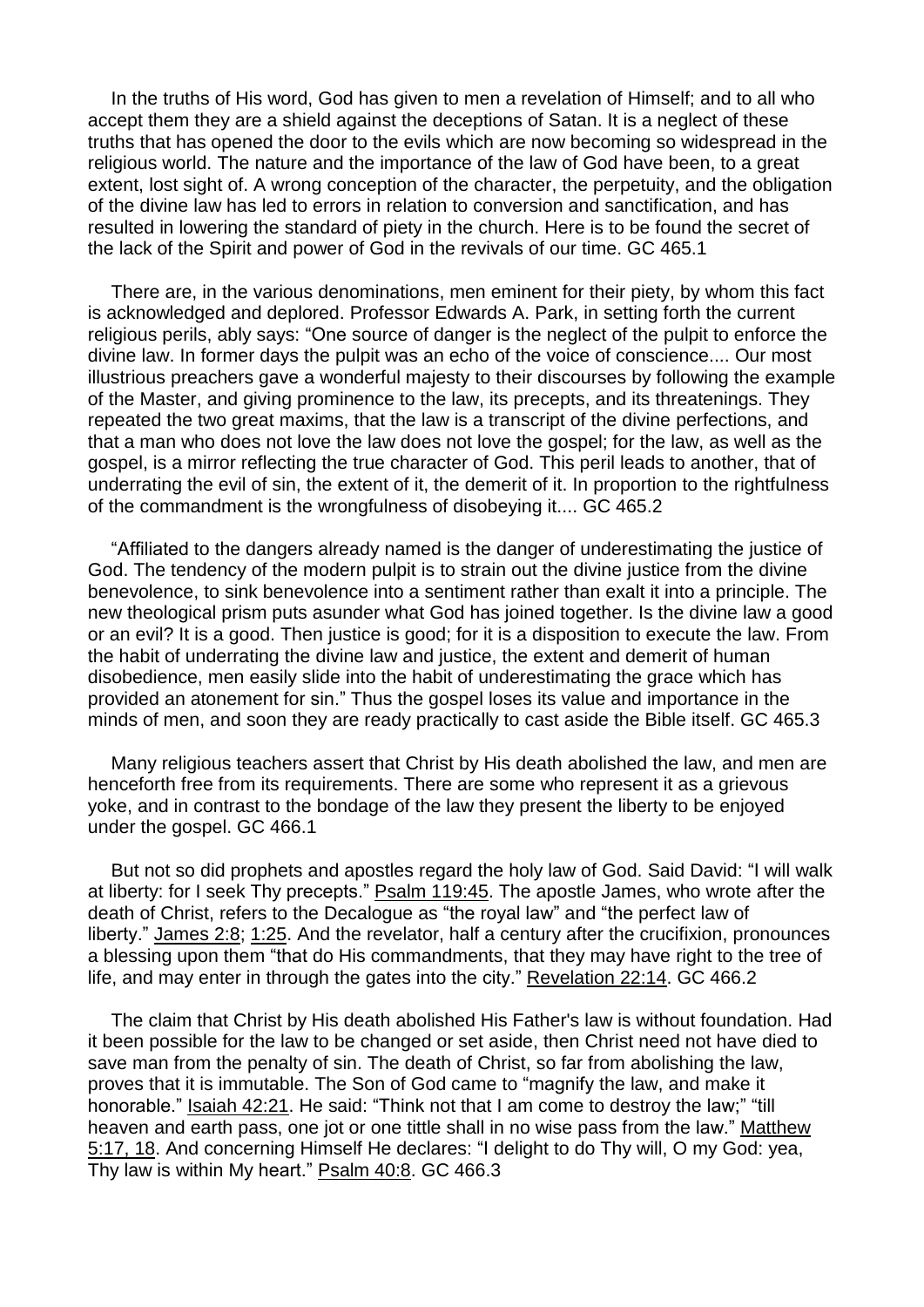In the truths of His word, God has given to men a revelation of Himself; and to all who accept them they are a shield against the deceptions of Satan. It is a neglect of these truths that has opened the door to the evils which are now becoming so widespread in the religious world. The nature and the importance of the law of God have been, to a great extent, lost sight of. A wrong conception of the character, the perpetuity, and the obligation of the divine law has led to errors in relation to conversion and sanctification, and has resulted in lowering the standard of piety in the church. Here is to be found the secret of the lack of the Spirit and power of God in the revivals of our time. GC 465.1

There are, in the various denominations, men eminent for their piety, by whom this fact is acknowledged and deplored. Professor Edwards A. Park, in setting forth the current religious perils, ably says: "One source of danger is the neglect of the pulpit to enforce the divine law. In former days the pulpit was an echo of the voice of conscience.... Our most illustrious preachers gave a wonderful majesty to their discourses by following the example of the Master, and giving prominence to the law, its precepts, and its threatenings. They repeated the two great maxims, that the law is a transcript of the divine perfections, and that a man who does not love the law does not love the gospel; for the law, as well as the gospel, is a mirror reflecting the true character of God. This peril leads to another, that of underrating the evil of sin, the extent of it, the demerit of it. In proportion to the rightfulness of the commandment is the wrongfulness of disobeying it.... GC 465.2

"Affiliated to the dangers already named is the danger of underestimating the justice of God. The tendency of the modern pulpit is to strain out the divine justice from the divine benevolence, to sink benevolence into a sentiment rather than exalt it into a principle. The new theological prism puts asunder what God has joined together. Is the divine law a good or an evil? It is a good. Then justice is good; for it is a disposition to execute the law. From the habit of underrating the divine law and justice, the extent and demerit of human disobedience, men easily slide into the habit of underestimating the grace which has provided an atonement for sin." Thus the gospel loses its value and importance in the minds of men, and soon they are ready practically to cast aside the Bible itself. GC 465.3

Many religious teachers assert that Christ by His death abolished the law, and men are henceforth free from its requirements. There are some who represent it as a grievous yoke, and in contrast to the bondage of the law they present the liberty to be enjoyed under the gospel. GC 466.1

But not so did prophets and apostles regard the holy law of God. Said David: "I will walk at liberty: for I seek Thy precepts." Psalm 119:45. The apostle James, who wrote after the death of Christ, refers to the Decalogue as "the royal law" and "the perfect law of liberty." James 2:8; 1:25. And the revelator, half a century after the crucifixion, pronounces a blessing upon them "that do His commandments, that they may have right to the tree of life, and may enter in through the gates into the city." Revelation 22:14. GC 466.2

The claim that Christ by His death abolished His Father's law is without foundation. Had it been possible for the law to be changed or set aside, then Christ need not have died to save man from the penalty of sin. The death of Christ, so far from abolishing the law, proves that it is immutable. The Son of God came to "magnify the law, and make it honorable." Isaiah 42:21. He said: "Think not that I am come to destroy the law;" "till heaven and earth pass, one jot or one tittle shall in no wise pass from the law." Matthew 5:17, 18. And concerning Himself He declares: "I delight to do Thy will, O my God: yea, Thy law is within My heart." Psalm 40:8. GC 466.3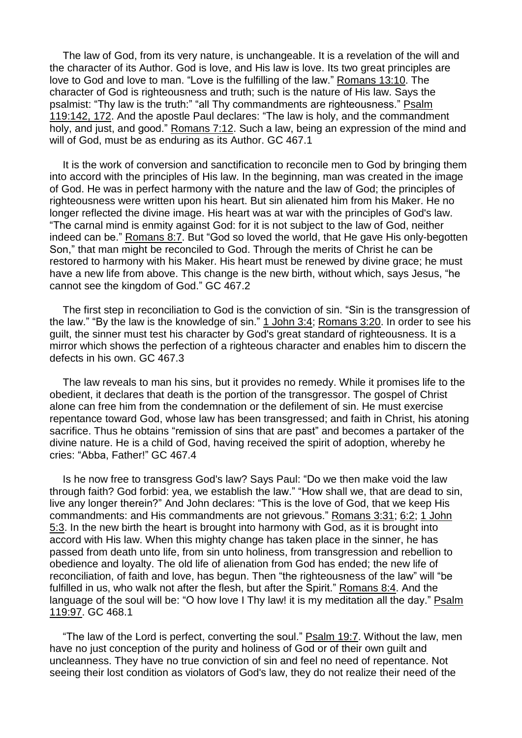The law of God, from its very nature, is unchangeable. It is a revelation of the will and the character of its Author. God is love, and His law is love. Its two great principles are love to God and love to man. "Love is the fulfilling of the law." Romans 13:10. The character of God is righteousness and truth; such is the nature of His law. Says the psalmist: "Thy law is the truth:" "all Thy commandments are righteousness." Psalm 119:142, 172. And the apostle Paul declares: "The law is holy, and the commandment holy, and just, and good." Romans 7:12. Such a law, being an expression of the mind and will of God, must be as enduring as its Author. GC 467.1

It is the work of conversion and sanctification to reconcile men to God by bringing them into accord with the principles of His law. In the beginning, man was created in the image of God. He was in perfect harmony with the nature and the law of God; the principles of righteousness were written upon his heart. But sin alienated him from his Maker. He no longer reflected the divine image. His heart was at war with the principles of God's law. "The carnal mind is enmity against God: for it is not subject to the law of God, neither indeed can be." Romans 8:7. But "God so loved the world, that He gave His only-begotten Son," that man might be reconciled to God. Through the merits of Christ he can be restored to harmony with his Maker. His heart must be renewed by divine grace; he must have a new life from above. This change is the new birth, without which, says Jesus, "he cannot see the kingdom of God." GC 467.2

The first step in reconciliation to God is the conviction of sin. "Sin is the transgression of the law." "By the law is the knowledge of sin." 1 John 3:4; Romans 3:20. In order to see his guilt, the sinner must test his character by God's great standard of righteousness. It is a mirror which shows the perfection of a righteous character and enables him to discern the defects in his own. GC 467.3

The law reveals to man his sins, but it provides no remedy. While it promises life to the obedient, it declares that death is the portion of the transgressor. The gospel of Christ alone can free him from the condemnation or the defilement of sin. He must exercise repentance toward God, whose law has been transgressed; and faith in Christ, his atoning sacrifice. Thus he obtains "remission of sins that are past" and becomes a partaker of the divine nature. He is a child of God, having received the spirit of adoption, whereby he cries: "Abba, Father!" GC 467.4

Is he now free to transgress God's law? Says Paul: "Do we then make void the law through faith? God forbid: yea, we establish the law." "How shall we, that are dead to sin, live any longer therein?" And John declares: "This is the love of God, that we keep His commandments: and His commandments are not grievous." Romans 3:31; 6:2; 1 John 5:3. In the new birth the heart is brought into harmony with God, as it is brought into accord with His law. When this mighty change has taken place in the sinner, he has passed from death unto life, from sin unto holiness, from transgression and rebellion to obedience and loyalty. The old life of alienation from God has ended; the new life of reconciliation, of faith and love, has begun. Then "the righteousness of the law" will "be fulfilled in us, who walk not after the flesh, but after the Spirit." Romans 8:4. And the language of the soul will be: "O how love I Thy law! it is my meditation all the day." Psalm 119:97. GC 468.1

"The law of the Lord is perfect, converting the soul." Psalm 19:7. Without the law, men have no just conception of the purity and holiness of God or of their own guilt and uncleanness. They have no true conviction of sin and feel no need of repentance. Not seeing their lost condition as violators of God's law, they do not realize their need of the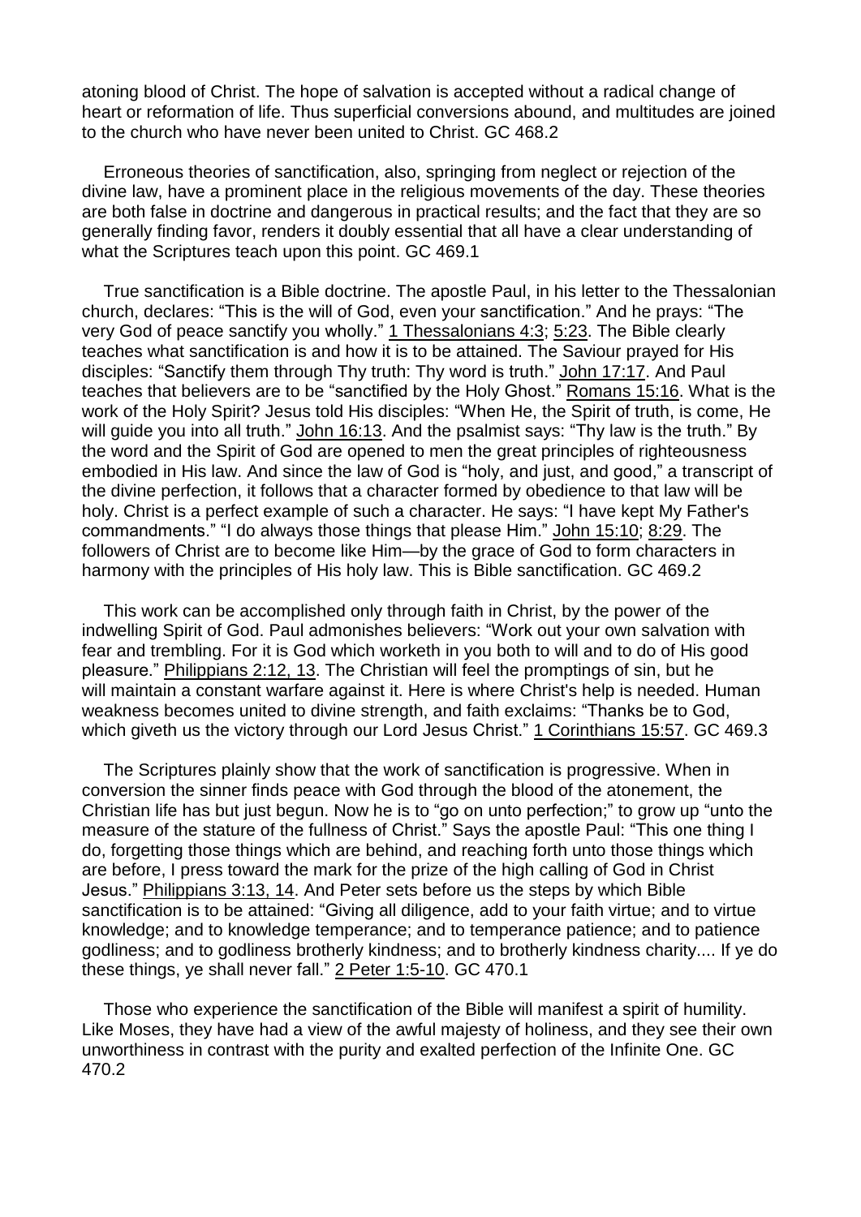atoning blood of Christ. The hope of salvation is accepted without a radical change of heart or reformation of life. Thus superficial conversions abound, and multitudes are joined to the church who have never been united to Christ. GC 468.2

Erroneous theories of sanctification, also, springing from neglect or rejection of the divine law, have a prominent place in the religious movements of the day. These theories are both false in doctrine and dangerous in practical results; and the fact that they are so generally finding favor, renders it doubly essential that all have a clear understanding of what the Scriptures teach upon this point. GC 469.1

True sanctification is a Bible doctrine. The apostle Paul, in his letter to the Thessalonian church, declares: "This is the will of God, even your sanctification." And he prays: "The very God of peace sanctify you wholly." 1 Thessalonians 4:3; 5:23. The Bible clearly teaches what sanctification is and how it is to be attained. The Saviour prayed for His disciples: "Sanctify them through Thy truth: Thy word is truth." John 17:17. And Paul teaches that believers are to be "sanctified by the Holy Ghost." Romans 15:16. What is the work of the Holy Spirit? Jesus told His disciples: "When He, the Spirit of truth, is come, He will guide you into all truth." John 16:13. And the psalmist says: "Thy law is the truth." By the word and the Spirit of God are opened to men the great principles of righteousness embodied in His law. And since the law of God is "holy, and just, and good," a transcript of the divine perfection, it follows that a character formed by obedience to that law will be holy. Christ is a perfect example of such a character. He says: "I have kept My Father's commandments." "I do always those things that please Him." John 15:10; 8:29. The followers of Christ are to become like Him—by the grace of God to form characters in harmony with the principles of His holy law. This is Bible sanctification. GC 469.2

This work can be accomplished only through faith in Christ, by the power of the indwelling Spirit of God. Paul admonishes believers: "Work out your own salvation with fear and trembling. For it is God which worketh in you both to will and to do of His good pleasure." Philippians 2:12, 13. The Christian will feel the promptings of sin, but he will maintain a constant warfare against it. Here is where Christ's help is needed. Human weakness becomes united to divine strength, and faith exclaims: "Thanks be to God, which giveth us the victory through our Lord Jesus Christ." 1 Corinthians 15:57. GC 469.3

The Scriptures plainly show that the work of sanctification is progressive. When in conversion the sinner finds peace with God through the blood of the atonement, the Christian life has but just begun. Now he is to "go on unto perfection;" to grow up "unto the measure of the stature of the fullness of Christ." Says the apostle Paul: "This one thing I do, forgetting those things which are behind, and reaching forth unto those things which are before, I press toward the mark for the prize of the high calling of God in Christ Jesus." Philippians 3:13, 14. And Peter sets before us the steps by which Bible sanctification is to be attained: "Giving all diligence, add to your faith virtue; and to virtue knowledge; and to knowledge temperance; and to temperance patience; and to patience godliness; and to godliness brotherly kindness; and to brotherly kindness charity.... If ye do these things, ye shall never fall." 2 Peter 1:5-10. GC 470.1

Those who experience the sanctification of the Bible will manifest a spirit of humility. Like Moses, they have had a view of the awful majesty of holiness, and they see their own unworthiness in contrast with the purity and exalted perfection of the Infinite One. GC 470.2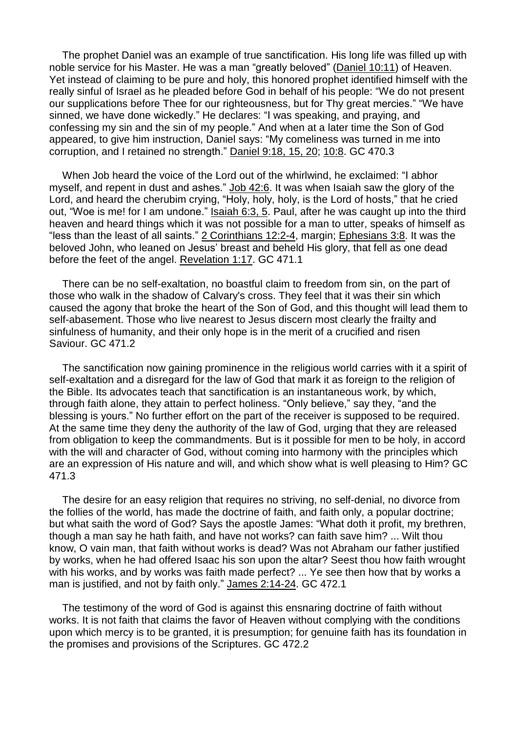The prophet Daniel was an example of true sanctification. His long life was filled up with noble service for his Master. He was a man "greatly beloved" (Daniel 10:11) of Heaven. Yet instead of claiming to be pure and holy, this honored prophet identified himself with the really sinful of Israel as he pleaded before God in behalf of his people: "We do not present our supplications before Thee for our righteousness, but for Thy great mercies." "We have sinned, we have done wickedly." He declares: "I was speaking, and praying, and confessing my sin and the sin of my people." And when at a later time the Son of God appeared, to give him instruction, Daniel says: "My comeliness was turned in me into corruption, and I retained no strength." Daniel 9:18, 15, 20; 10:8. GC 470.3

When Job heard the voice of the Lord out of the whirlwind, he exclaimed: "I abhor myself, and repent in dust and ashes." Job 42:6. It was when Isaiah saw the glory of the Lord, and heard the cherubim crying, "Holy, holy, holy, is the Lord of hosts," that he cried out, "Woe is me! for I am undone." Isaiah 6:3, 5. Paul, after he was caught up into the third heaven and heard things which it was not possible for a man to utter, speaks of himself as "less than the least of all saints." 2 Corinthians 12:2-4, margin; Ephesians 3:8. It was the beloved John, who leaned on Jesus' breast and beheld His glory, that fell as one dead before the feet of the angel. Revelation 1:17. GC 471.1

There can be no self-exaltation, no boastful claim to freedom from sin, on the part of those who walk in the shadow of Calvary's cross. They feel that it was their sin which caused the agony that broke the heart of the Son of God, and this thought will lead them to self-abasement. Those who live nearest to Jesus discern most clearly the frailty and sinfulness of humanity, and their only hope is in the merit of a crucified and risen Saviour. GC 471.2

The sanctification now gaining prominence in the religious world carries with it a spirit of self-exaltation and a disregard for the law of God that mark it as foreign to the religion of the Bible. Its advocates teach that sanctification is an instantaneous work, by which, through faith alone, they attain to perfect holiness. "Only believe," say they, "and the blessing is yours." No further effort on the part of the receiver is supposed to be required. At the same time they deny the authority of the law of God, urging that they are released from obligation to keep the commandments. But is it possible for men to be holy, in accord with the will and character of God, without coming into harmony with the principles which are an expression of His nature and will, and which show what is well pleasing to Him? GC 471.3

The desire for an easy religion that requires no striving, no self-denial, no divorce from the follies of the world, has made the doctrine of faith, and faith only, a popular doctrine; but what saith the word of God? Says the apostle James: "What doth it profit, my brethren, though a man say he hath faith, and have not works? can faith save him? ... Wilt thou know, O vain man, that faith without works is dead? Was not Abraham our father justified by works, when he had offered Isaac his son upon the altar? Seest thou how faith wrought with his works, and by works was faith made perfect? ... Ye see then how that by works a man is justified, and not by faith only." James 2:14-24. GC 472.1

The testimony of the word of God is against this ensnaring doctrine of faith without works. It is not faith that claims the favor of Heaven without complying with the conditions upon which mercy is to be granted, it is presumption; for genuine faith has its foundation in the promises and provisions of the Scriptures. GC 472.2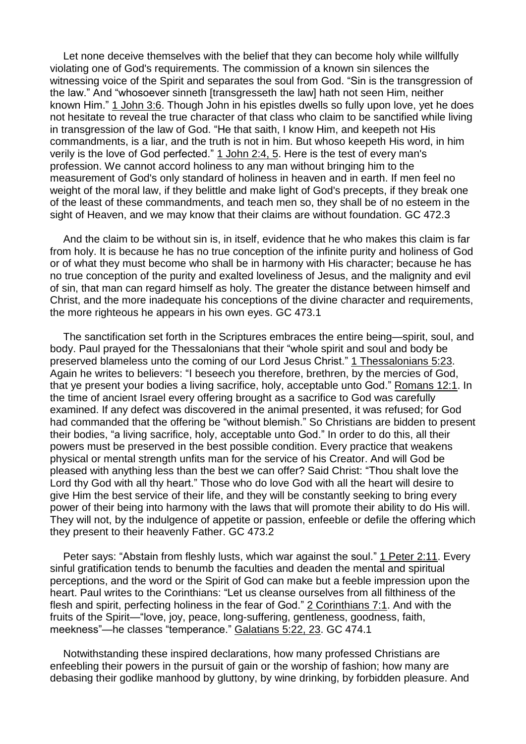Let none deceive themselves with the belief that they can become holy while willfully violating one of God's requirements. The commission of a known sin silences the witnessing voice of the Spirit and separates the soul from God. "Sin is the transgression of the law." And "whosoever sinneth [transgresseth the law] hath not seen Him, neither known Him." 1 John 3:6. Though John in his epistles dwells so fully upon love, yet he does not hesitate to reveal the true character of that class who claim to be sanctified while living in transgression of the law of God. "He that saith, I know Him, and keepeth not His commandments, is a liar, and the truth is not in him. But whoso keepeth His word, in him verily is the love of God perfected." 1 John 2:4, 5. Here is the test of every man's profession. We cannot accord holiness to any man without bringing him to the measurement of God's only standard of holiness in heaven and in earth. If men feel no weight of the moral law, if they belittle and make light of God's precepts, if they break one of the least of these commandments, and teach men so, they shall be of no esteem in the sight of Heaven, and we may know that their claims are without foundation. GC 472.3

And the claim to be without sin is, in itself, evidence that he who makes this claim is far from holy. It is because he has no true conception of the infinite purity and holiness of God or of what they must become who shall be in harmony with His character; because he has no true conception of the purity and exalted loveliness of Jesus, and the malignity and evil of sin, that man can regard himself as holy. The greater the distance between himself and Christ, and the more inadequate his conceptions of the divine character and requirements, the more righteous he appears in his own eyes. GC 473.1

The sanctification set forth in the Scriptures embraces the entire being—spirit, soul, and body. Paul prayed for the Thessalonians that their "whole spirit and soul and body be preserved blameless unto the coming of our Lord Jesus Christ." 1 Thessalonians 5:23. Again he writes to believers: "I beseech you therefore, brethren, by the mercies of God, that ye present your bodies a living sacrifice, holy, acceptable unto God." Romans 12:1. In the time of ancient Israel every offering brought as a sacrifice to God was carefully examined. If any defect was discovered in the animal presented, it was refused; for God had commanded that the offering be "without blemish." So Christians are bidden to present their bodies, "a living sacrifice, holy, acceptable unto God." In order to do this, all their powers must be preserved in the best possible condition. Every practice that weakens physical or mental strength unfits man for the service of his Creator. And will God be pleased with anything less than the best we can offer? Said Christ: "Thou shalt love the Lord thy God with all thy heart." Those who do love God with all the heart will desire to give Him the best service of their life, and they will be constantly seeking to bring every power of their being into harmony with the laws that will promote their ability to do His will. They will not, by the indulgence of appetite or passion, enfeeble or defile the offering which they present to their heavenly Father. GC 473.2

Peter says: "Abstain from fleshly lusts, which war against the soul." 1 Peter 2:11. Every sinful gratification tends to benumb the faculties and deaden the mental and spiritual perceptions, and the word or the Spirit of God can make but a feeble impression upon the heart. Paul writes to the Corinthians: "Let us cleanse ourselves from all filthiness of the flesh and spirit, perfecting holiness in the fear of God." 2 Corinthians 7:1. And with the fruits of the Spirit—"love, joy, peace, long-suffering, gentleness, goodness, faith, meekness"—he classes "temperance." Galatians 5:22, 23. GC 474.1

Notwithstanding these inspired declarations, how many professed Christians are enfeebling their powers in the pursuit of gain or the worship of fashion; how many are debasing their godlike manhood by gluttony, by wine drinking, by forbidden pleasure. And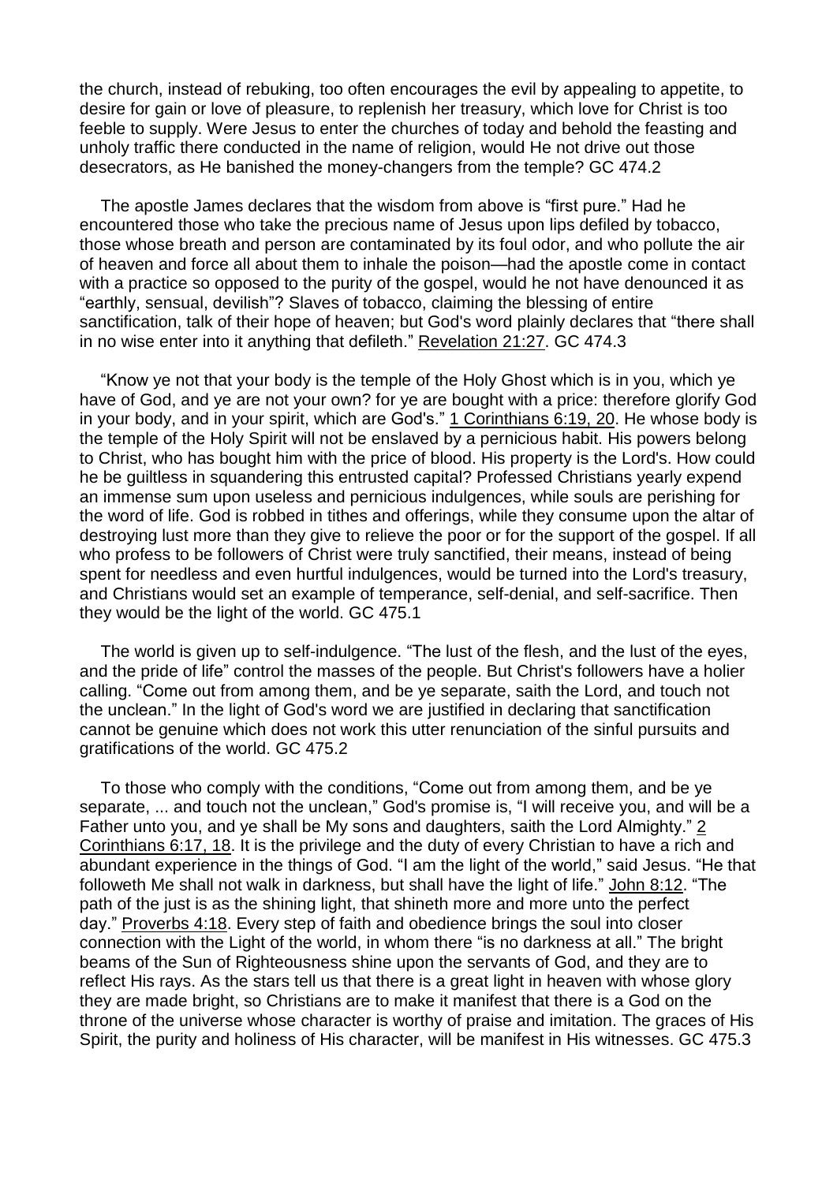the church, instead of rebuking, too often encourages the evil by appealing to appetite, to desire for gain or love of pleasure, to replenish her treasury, which love for Christ is too feeble to supply. Were Jesus to enter the churches of today and behold the feasting and unholy traffic there conducted in the name of religion, would He not drive out those desecrators, as He banished the money-changers from the temple? GC 474.2

The apostle James declares that the wisdom from above is “first pure.” Had he encountered those who take the precious name of Jesus upon lips defiled by tobacco, those whose breath and person are contaminated by its foul odor, and who pollute the air of heaven and force all about them to inhale the poison—had the apostle come in contact with a practice so opposed to the purity of the gospel, would he not have denounced it as “earthly, sensual, devilish”? Slaves of tobacco, claiming the blessing of entire sanctification, talk of their hope of heaven; but God's word plainly declares that “there shall in no wise enter into it anything that defileth.” Revelation 21:27. GC 474.3

“Know ye not that your body is the temple of the Holy Ghost which is in you, which ye have of God, and ye are not your own? for ye are bought with a price: therefore glorify God in your body, and in your spirit, which are God's.” 1 Corinthians 6:19, 20. He whose body is the temple of the Holy Spirit will not be enslaved by a pernicious habit. His powers belong to Christ, who has bought him with the price of blood. His property is the Lord's. How could he be guiltless in squandering this entrusted capital? Professed Christians yearly expend an immense sum upon useless and pernicious indulgences, while souls are perishing for the word of life. God is robbed in tithes and offerings, while they consume upon the altar of destroying lust more than they give to relieve the poor or for the support of the gospel. If all who profess to be followers of Christ were truly sanctified, their means, instead of being spent for needless and even hurtful indulgences, would be turned into the Lord's treasury, and Christians would set an example of temperance, self-denial, and self-sacrifice. Then they would be the light of the world. GC 475.1

The world is given up to self-indulgence. “The lust of the flesh, and the lust of the eyes, and the pride of life” control the masses of the people. But Christ's followers have a holier calling. “Come out from among them, and be ye separate, saith the Lord, and touch not the unclean.” In the light of God's word we are justified in declaring that sanctification cannot be genuine which does not work this utter renunciation of the sinful pursuits and gratifications of the world. GC 475.2

To those who comply with the conditions, “Come out from among them, and be ye separate, ... and touch not the unclean,” God's promise is, “I will receive you, and will be a Father unto you, and ye shall be My sons and daughters, saith the Lord Almighty.” 2 Corinthians 6:17, 18. It is the privilege and the duty of every Christian to have a rich and abundant experience in the things of God. “I am the light of the world,” said Jesus. “He that followeth Me shall not walk in darkness, but shall have the light of life.” John 8:12. “The path of the just is as the shining light, that shineth more and more unto the perfect day.” Proverbs 4:18. Every step of faith and obedience brings the soul into closer connection with the Light of the world, in whom there “is no darkness at all.” The bright beams of the Sun of Righteousness shine upon the servants of God, and they are to reflect His rays. As the stars tell us that there is a great light in heaven with whose glory they are made bright, so Christians are to make it manifest that there is a God on the throne of the universe whose character is worthy of praise and imitation. The graces of His Spirit, the purity and holiness of His character, will be manifest in His witnesses. GC 475.3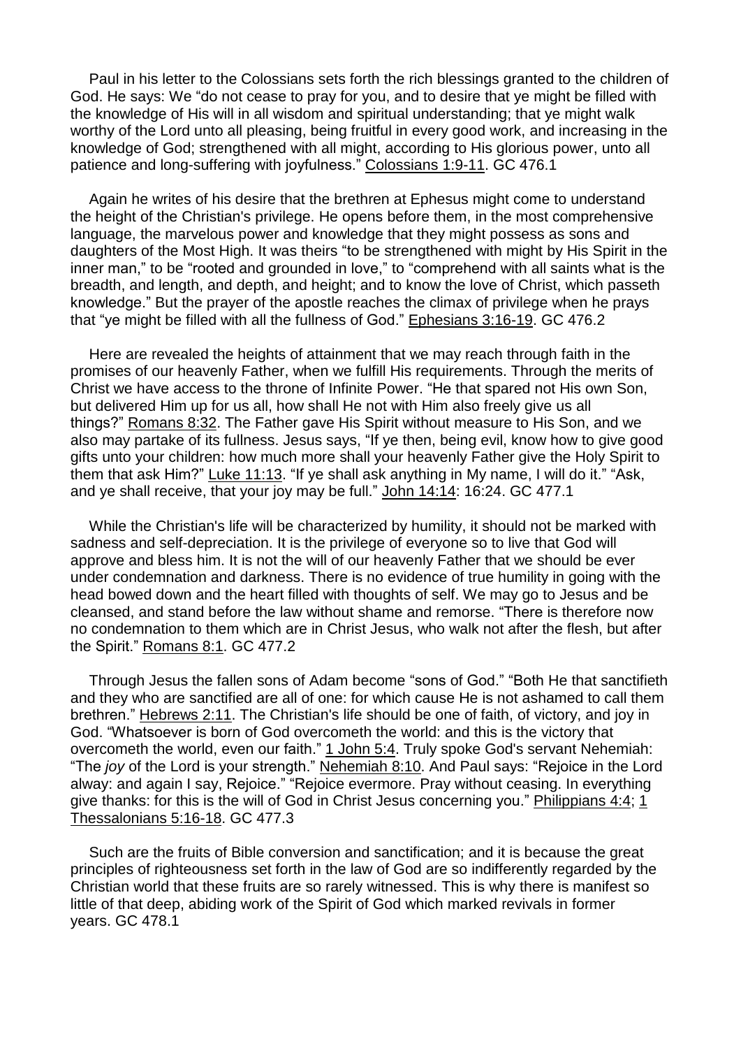Paul in his letter to the Colossians sets forth the rich blessings granted to the children of God. He says: We "do not cease to pray for you, and to desire that ye might be filled with the knowledge of His will in all wisdom and spiritual understanding; that ye might walk worthy of the Lord unto all pleasing, being fruitful in every good work, and increasing in the knowledge of God; strengthened with all might, according to His glorious power, unto all patience and long-suffering with joyfulness." Colossians 1:9-11. GC 476.1

Again he writes of his desire that the brethren at Ephesus might come to understand the height of the Christian's privilege. He opens before them, in the most comprehensive language, the marvelous power and knowledge that they might possess as sons and daughters of the Most High. It was theirs "to be strengthened with might by His Spirit in the inner man," to be "rooted and grounded in love," to "comprehend with all saints what is the breadth, and length, and depth, and height; and to know the love of Christ, which passeth knowledge." But the prayer of the apostle reaches the climax of privilege when he prays that "ye might be filled with all the fullness of God." Ephesians 3:16-19. GC 476.2

Here are revealed the heights of attainment that we may reach through faith in the promises of our heavenly Father, when we fulfill His requirements. Through the merits of Christ we have access to the throne of Infinite Power. "He that spared not His own Son, but delivered Him up for us all, how shall He not with Him also freely give us all things?" Romans 8:32. The Father gave His Spirit without measure to His Son, and we also may partake of its fullness. Jesus says, "If ye then, being evil, know how to give good gifts unto your children: how much more shall your heavenly Father give the Holy Spirit to them that ask Him?" Luke 11:13. "If ye shall ask anything in My name, I will do it." "Ask, and ye shall receive, that your joy may be full." John 14:14; 16:24. GC 477.1

While the Christian's life will be characterized by humility, it should not be marked with sadness and self-depreciation. It is the privilege of everyone so to live that God will approve and bless him. It is not the will of our heavenly Father that we should be ever under condemnation and darkness. There is no evidence of true humility in going with the head bowed down and the heart filled with thoughts of self. We may go to Jesus and be cleansed, and stand before the law without shame and remorse. "There is therefore now no condemnation to them which are in Christ Jesus, who walk not after the flesh, but after the Spirit." Romans 8:1. GC 477.2

Through Jesus the fallen sons of Adam become "sons of God." "Both He that sanctifieth and they who are sanctified are all of one: for which cause He is not ashamed to call them brethren." Hebrews 2:11. The Christian's life should be one of faith, of victory, and joy in God. "Whatsoever is born of God overcometh the world: and this is the victory that overcometh the world, even our faith." 1 John 5:4. Truly spoke God's servant Nehemiah: "The *joy* of the Lord is your strength." Nehemiah 8:10. And Paul says: "Rejoice in the Lord alway: and again I say, Rejoice." "Rejoice evermore. Pray without ceasing. In everything give thanks: for this is the will of God in Christ Jesus concerning you." Philippians 4:4; 1 Thessalonians 5:16-18. GC 477.3

Such are the fruits of Bible conversion and sanctification; and it is because the great principles of righteousness set forth in the law of God are so indifferently regarded by the Christian world that these fruits are so rarely witnessed. This is why there is manifest so little of that deep, abiding work of the Spirit of God which marked revivals in former years. GC 478.1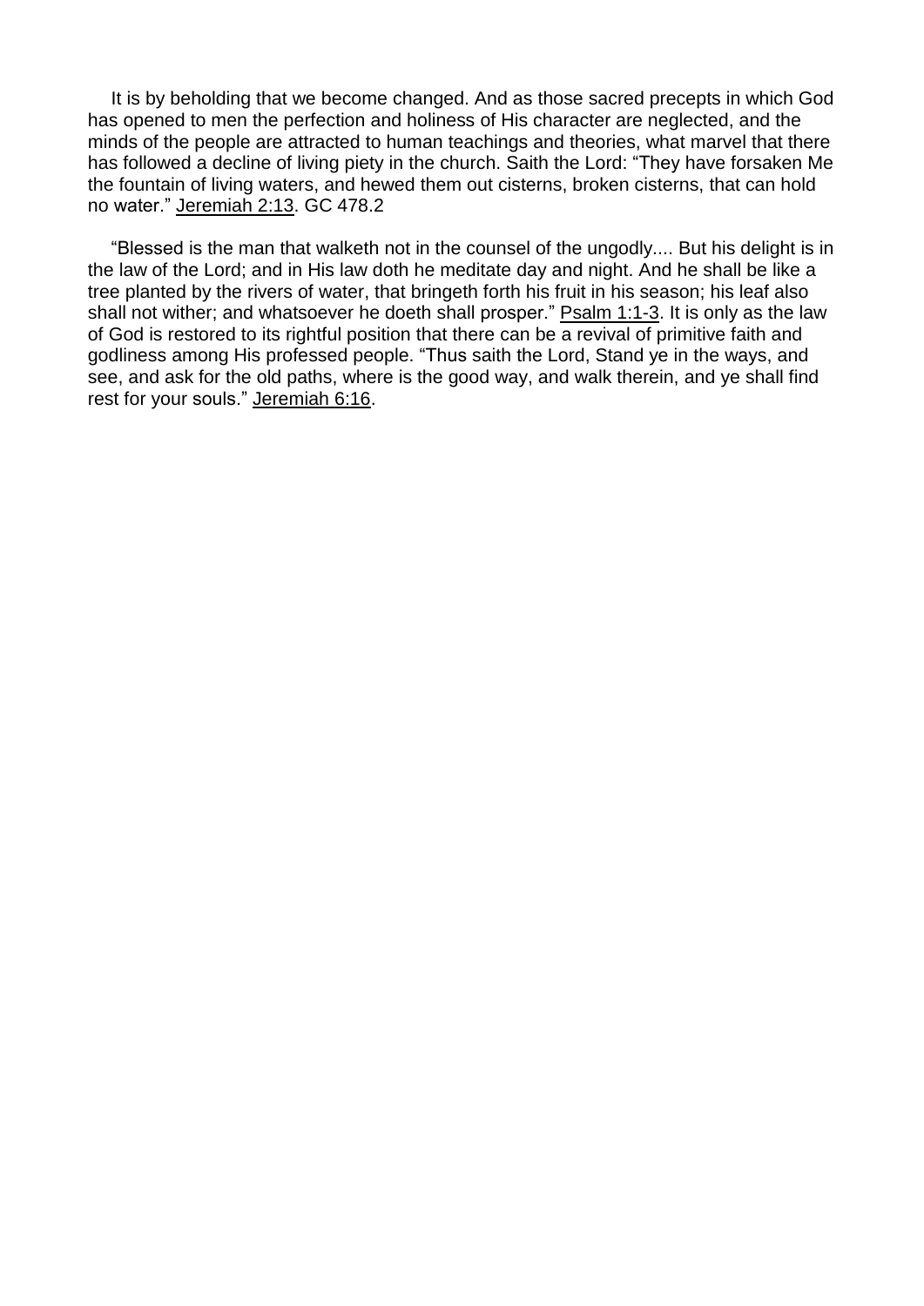It is by beholding that we become changed. And as those sacred precepts in which God has opened to men the perfection and holiness of His character are neglected, and the minds of the people are attracted to human teachings and theories, what marvel that there has followed a decline of living piety in the church. Saith the Lord: "They have forsaken Me the fountain of living waters, and hewed them out cisterns, broken cisterns, that can hold no water." Jeremiah 2:13. GC 478.2

"Blessed is the man that walketh not in the counsel of the ungodly.... But his delight is in the law of the Lord; and in His law doth he meditate day and night. And he shall be like a tree planted by the rivers of water, that bringeth forth his fruit in his season; his leaf also shall not wither; and whatsoever he doeth shall prosper." Psalm 1:1-3. It is only as the law of God is restored to its rightful position that there can be a revival of primitive faith and godliness among His professed people. "Thus saith the Lord, Stand ye in the ways, and see, and ask for the old paths, where is the good way, and walk therein, and ye shall find rest for your souls." Jeremiah 6:16.